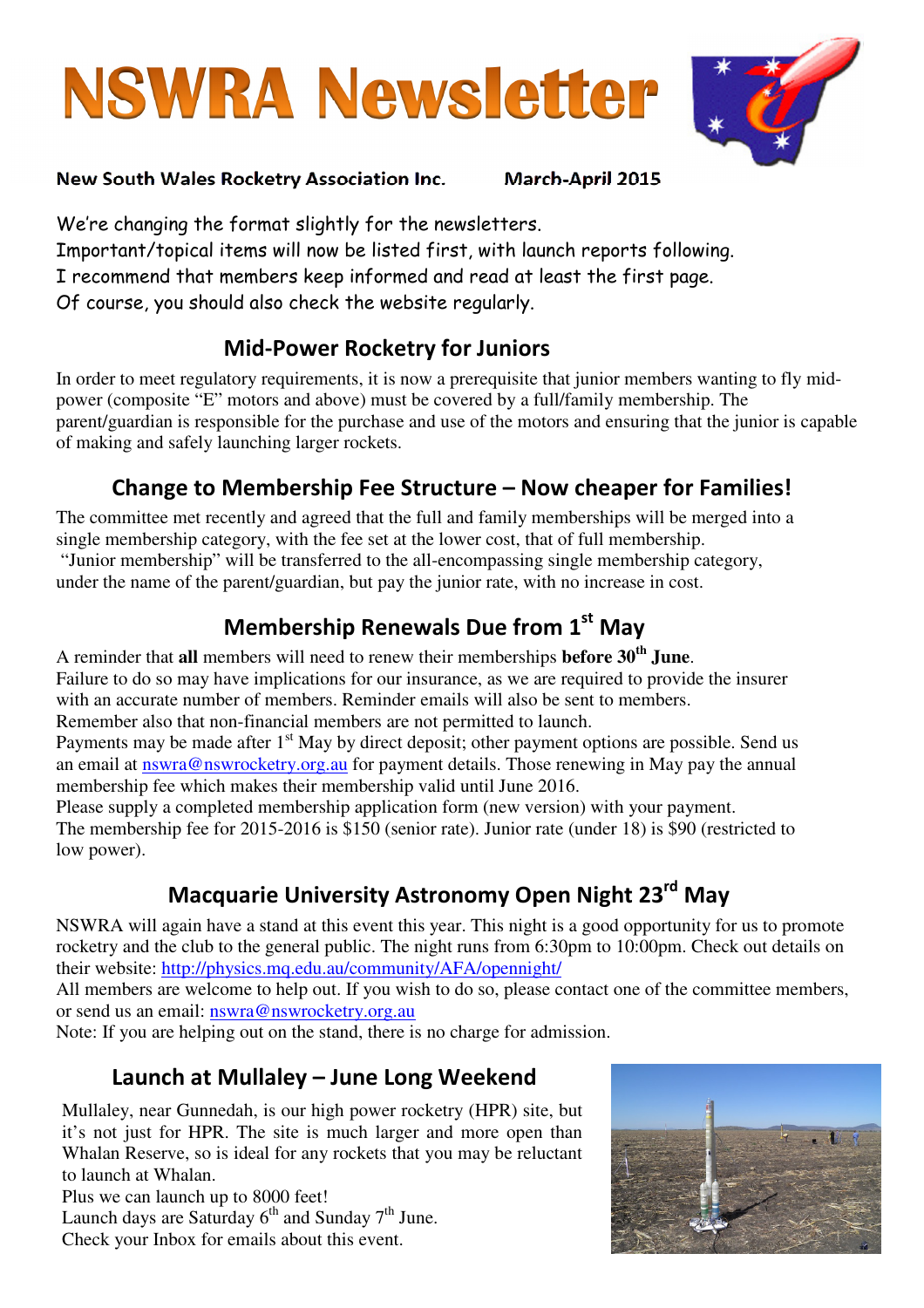# NSWRA Newsletter

**New South Wales Rocketry Association Inc.** **March-April 2015**

We're changing the format slightly for the newsletters.
Important/topical items will now be listed first, with launch reports following.
I recommend that members keep informed and read at least the first page.
Of course, you should also check the website regularly.

## Mid-Power Rocketry for Juniors

In order to meet regulatory requirements, it is now a prerequisite that junior members wanting to fly mid-power (composite "E" motors and above) must be covered by a full/family membership. The parent/guardian is responsible for the purchase and use of the motors and ensuring that the junior is capable of making and safely launching larger rockets.

## Change to Membership Fee Structure – Now cheaper for Families!

The committee met recently and agreed that the full and family memberships will be merged into a single membership category, with the fee set at the lower cost, that of full membership.
"Junior membership" will be transferred to the all-encompassing single membership category, under the name of the parent/guardian, but pay the junior rate, with no increase in cost.

## Membership Renewals Due from 1st May

A reminder that **all** members will need to renew their memberships **before 30th June**.
Failure to do so may have implications for our insurance, as we are required to provide the insurer with an accurate number of members. Reminder emails will also be sent to members.
Remember also that non-financial members are not permitted to launch.
Payments may be made after 1st May by direct deposit; other payment options are possible. Send us an email at nswra@nswrocketry.org.au for payment details. Those renewing in May pay the annual membership fee which makes their membership valid until June 2016.
Please supply a completed membership application form (new version) with your payment.
The membership fee for 2015-2016 is $150 (senior rate). Junior rate (under 18) is $90 (restricted to low power).

## Macquarie University Astronomy Open Night 23rd May

NSWRA will again have a stand at this event this year. This night is a good opportunity for us to promote rocketry and the club to the general public. The night runs from 6:30pm to 10:00pm. Check out details on their website: http://physics.mq.edu.au/community/AFA/opennight/
All members are welcome to help out. If you wish to do so, please contact one of the committee members, or send us an email: nswra@nswrocketry.org.au
Note: If you are helping out on the stand, there is no charge for admission.

## Launch at Mullaley – June Long Weekend

Mullaley, near Gunnedah, is our high power rocketry (HPR) site, but it's not just for HPR. The site is much larger and more open than Whalan Reserve, so is ideal for any rockets that you may be reluctant to launch at Whalan.
Plus we can launch up to 8000 feet!
Launch days are Saturday 6th and Sunday 7th June.
Check your Inbox for emails about this event.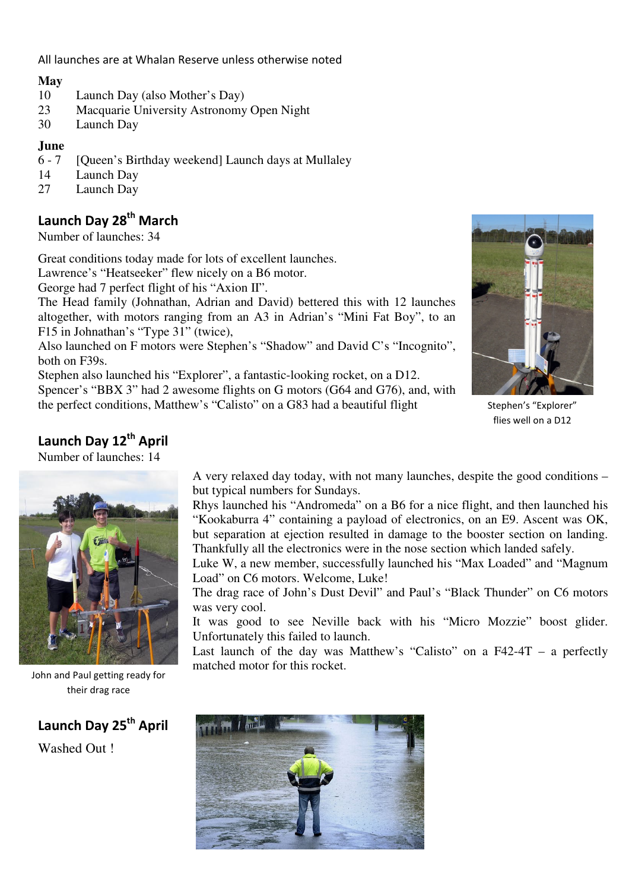All launches are at Whalan Reserve unless otherwise noted

**May**
10 Launch Day (also Mother's Day)
23 Macquarie University Astronomy Open Night
30 Launch Day

**June**
6 - 7 [Queen's Birthday weekend] Launch days at Mullaley
14 Launch Day
27 Launch Day

## Launch Day 28th March

Number of launches: 34

Great conditions today made for lots of excellent launches.
Lawrence's "Heatseeker" flew nicely on a B6 motor.
George had 7 perfect flight of his "Axion II".
The Head family (Johnathan, Adrian and David) bettered this with 12 launches altogether, with motors ranging from an A3 in Adrian's "Mini Fat Boy", to an F15 in Johnathan's "Type 31" (twice),
Also launched on F motors were Stephen's "Shadow" and David C's "Incognito", both on F39s.
Stephen also launched his "Explorer", a fantastic-looking rocket, on a D12.
Spencer's "BBX 3" had 2 awesome flights on G motors (G64 and G76), and, with the perfect conditions, Matthew's "Calisto" on a G83 had a beautiful flight

Stephen's "Explorer" flies well on a D12

## Launch Day 12th April

Number of launches: 14

A very relaxed day today, with not many launches, despite the good conditions – but typical numbers for Sundays.
Rhys launched his "Andromeda" on a B6 for a nice flight, and then launched his "Kookaburra 4" containing a payload of electronics, on an E9. Ascent was OK, but separation at ejection resulted in damage to the booster section on landing. Thankfully all the electronics were in the nose section which landed safely.
Luke W, a new member, successfully launched his "Max Loaded" and "Magnum Load" on C6 motors. Welcome, Luke!
The drag race of John's Dust Devil" and Paul's "Black Thunder" on C6 motors was very cool.
It was good to see Neville back with his "Micro Mozzie" boost glider. Unfortunately this failed to launch.
Last launch of the day was Matthew's "Calisto" on a F42-4T – a perfectly matched motor for this rocket.

John and Paul getting ready for their drag race

## Launch Day 25th April

Washed Out !